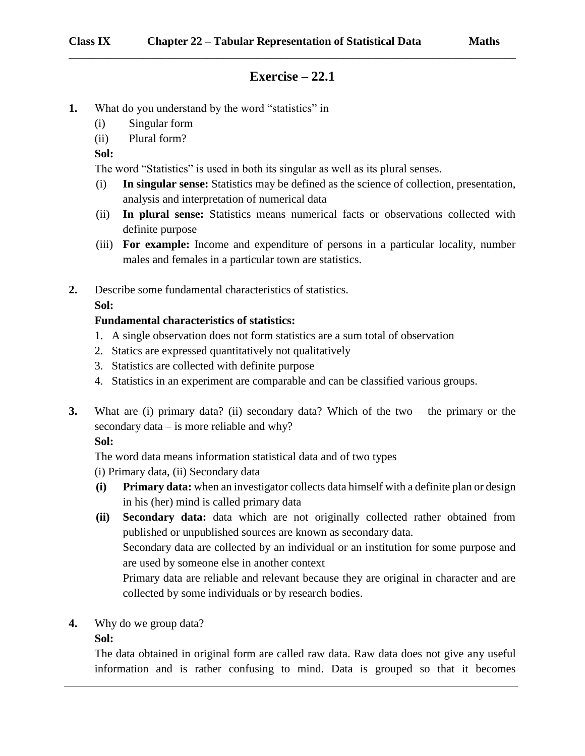# Exercise – 22.1

**1.** What do you understand by the word "statistics" in

(i) Singular form

(ii) Plural form?

**Sol:**

The word "Statistics" is used in both its singular as well as its plural senses.

(i) **In singular sense:** Statistics may be defined as the science of collection, presentation, analysis and interpretation of numerical data

(ii) **In plural sense:** Statistics means numerical facts or observations collected with definite purpose

(iii) **For example:** Income and expenditure of persons in a particular locality, number males and females in a particular town are statistics.

**2.** Describe some fundamental characteristics of statistics.

**Sol:**

**Fundamental characteristics of statistics:**

1. A single observation does not form statistics are a sum total of observation
2. Statics are expressed quantitatively not qualitatively
3. Statistics are collected with definite purpose
4. Statistics in an experiment are comparable and can be classified various groups.

**3.** What are (i) primary data? (ii) secondary data? Which of the two – the primary or the secondary data – is more reliable and why?

**Sol:**

The word data means information statistical data and of two types

(i) Primary data, (ii) Secondary data

**(i)** **Primary data:** when an investigator collects data himself with a definite plan or design in his (her) mind is called primary data

**(ii)** **Secondary data:** data which are not originally collected rather obtained from published or unpublished sources are known as secondary data.

Secondary data are collected by an individual or an institution for some purpose and are used by someone else in another context

Primary data are reliable and relevant because they are original in character and are collected by some individuals or by research bodies.

**4.** Why do we group data?

**Sol:**

The data obtained in original form are called raw data. Raw data does not give any useful information and is rather confusing to mind. Data is grouped so that it becomes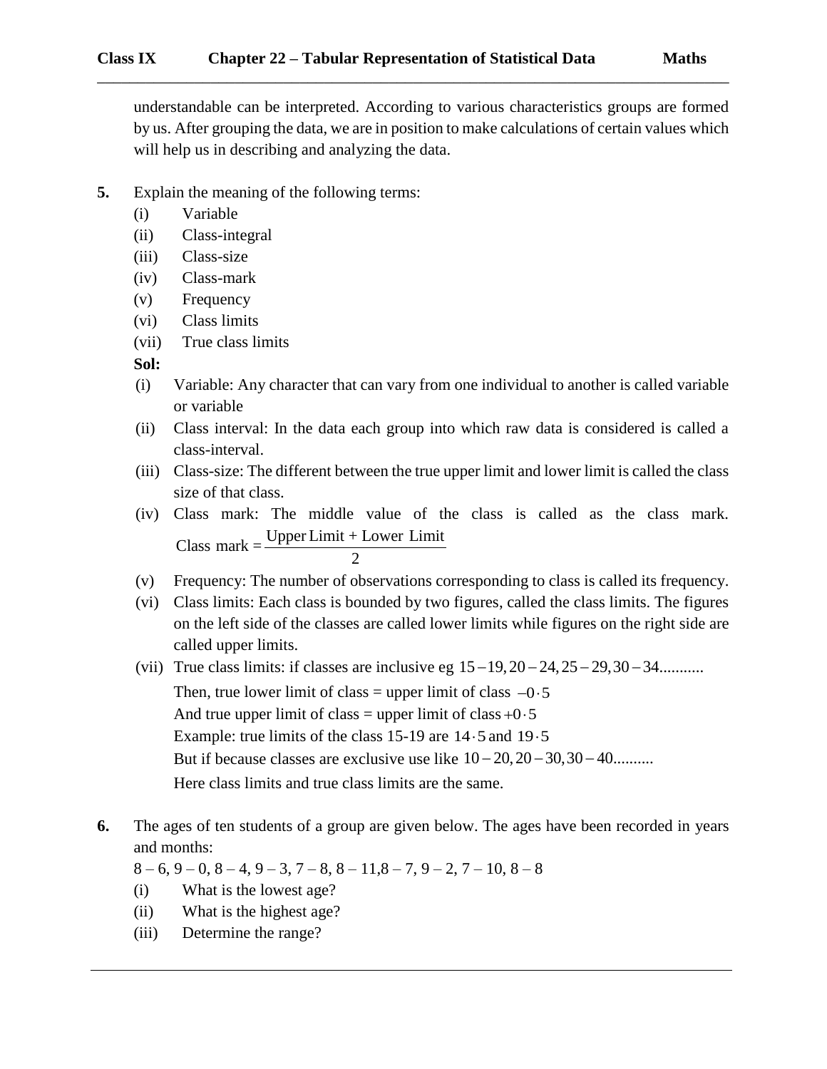understandable can be interpreted. According to various characteristics groups are formed by us. After grouping the data, we are in position to make calculations of certain values which will help us in describing and analyzing the data.

**5.** Explain the meaning of the following terms:

(i) Variable
(ii) Class-integral
(iii) Class-size
(iv) Class-mark
(v) Frequency
(vi) Class limits
(vii) True class limits

**Sol:**

(i) Variable: Any character that can vary from one individual to another is called variable or variable

(ii) Class interval: In the data each group into which raw data is considered is called a class-interval.

(iii) Class-size: The different between the true upper limit and lower limit is called the class size of that class.

(iv) Class mark: The middle value of the class is called as the class mark. $\text{Class mark} = \dfrac{\text{Upper Limit} + \text{Lower Limit}}{2}$

(v) Frequency: The number of observations corresponding to class is called its frequency.

(vi) Class limits: Each class is bounded by two figures, called the class limits. The figures on the left side of the classes are called lower limits while figures on the right side are called upper limits.

(vii) True class limits: if classes are inclusive eg $15-19, 20-24, 25-29, 30-34$...........

Then, true lower limit of class = upper limit of class $-0\cdot 5$

And true upper limit of class = upper limit of class $+0\cdot 5$

Example: true limits of the class 15-19 are $14\cdot 5$ and $19\cdot 5$

But if because classes are exclusive use like $10-20, 20-30, 30-40$..........

Here class limits and true class limits are the same.

**6.** The ages of ten students of a group are given below. The ages have been recorded in years and months:

8 – 6, 9 – 0, 8 – 4, 9 – 3, 7 – 8, 8 – 11,8 – 7, 9 – 2, 7 – 10, 8 – 8

(i) What is the lowest age?
(ii) What is the highest age?
(iii) Determine the range?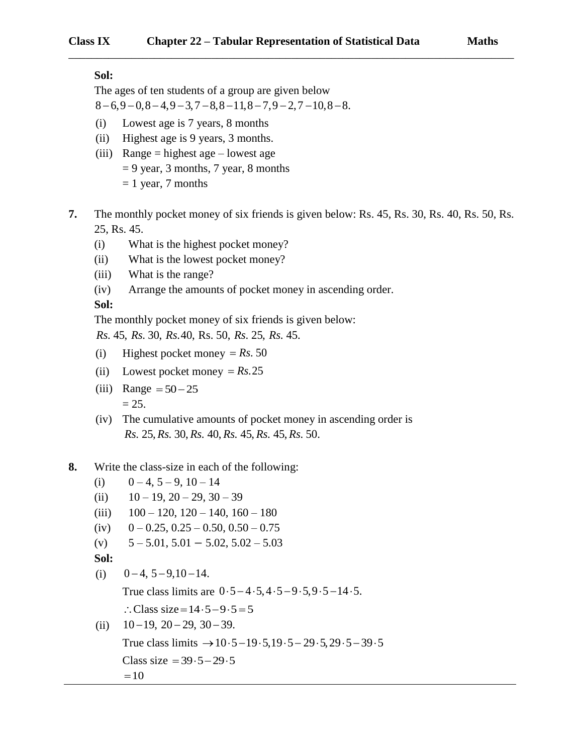**Sol:**

The ages of ten students of a group are given below

$8-6, 9-0, 8-4, 9-3, 7-8, 8-11, 8-7, 9-2, 7-10, 8-8.$

(i) Lowest age is 7 years, 8 months

(ii) Highest age is 9 years, 3 months.

(iii) Range = highest age – lowest age

= 9 year, 3 months, 7 year, 8 months

= 1 year, 7 months

**7.** The monthly pocket money of six friends is given below: Rs. 45, Rs. 30, Rs. 40, Rs. 50, Rs. 25, Rs. 45.

(i) What is the highest pocket money?

(ii) What is the lowest pocket money?

(iii) What is the range?

(iv) Arrange the amounts of pocket money in ascending order.

**Sol:**

The monthly pocket money of six friends is given below:

$Rs.\, 45,\ Rs.\, 30,\ Rs. 40,$ Rs. 50, $Rs.\, 25,\ Rs.\, 45.$

(i) Highest pocket money $= Rs.\, 50$

(ii) Lowest pocket money $= Rs. 25$

(iii) Range $= 50 - 25$

= 25.

(iv) The cumulative amounts of pocket money in ascending order is

$Rs.\, 25, Rs.\, 30, Rs.\, 40, Rs.\, 45, Rs.\, 45, Rs.\, 50.$

**8.** Write the class-size in each of the following:

(i) 0 – 4, 5 – 9, 10 – 14

(ii) 10 – 19, 20 – 29, 30 – 39

(iii) 100 – 120, 120 – 140, 160 – 180

(iv) 0 – 0.25, 0.25 – 0.50, 0.50 – 0.75

(v) 5 – 5.01, 5.01 – 5.02, 5.02 – 5.03

**Sol:**

(i) $0-4,\ 5-9, 10-14.$

True class limits are $0\cdot5-4\cdot5, 4\cdot5-9\cdot5, 9\cdot5-14\cdot5.$

$\therefore$ Class size $= 14\cdot5 - 9\cdot5 = 5$

(ii) $10-19,\ 20-29,\ 30-39.$

True class limits $\rightarrow 10\cdot5-19\cdot5, 19\cdot5-29\cdot5, 29\cdot5-39\cdot5$

Class size $= 39\cdot5 - 29\cdot5$

$= 10$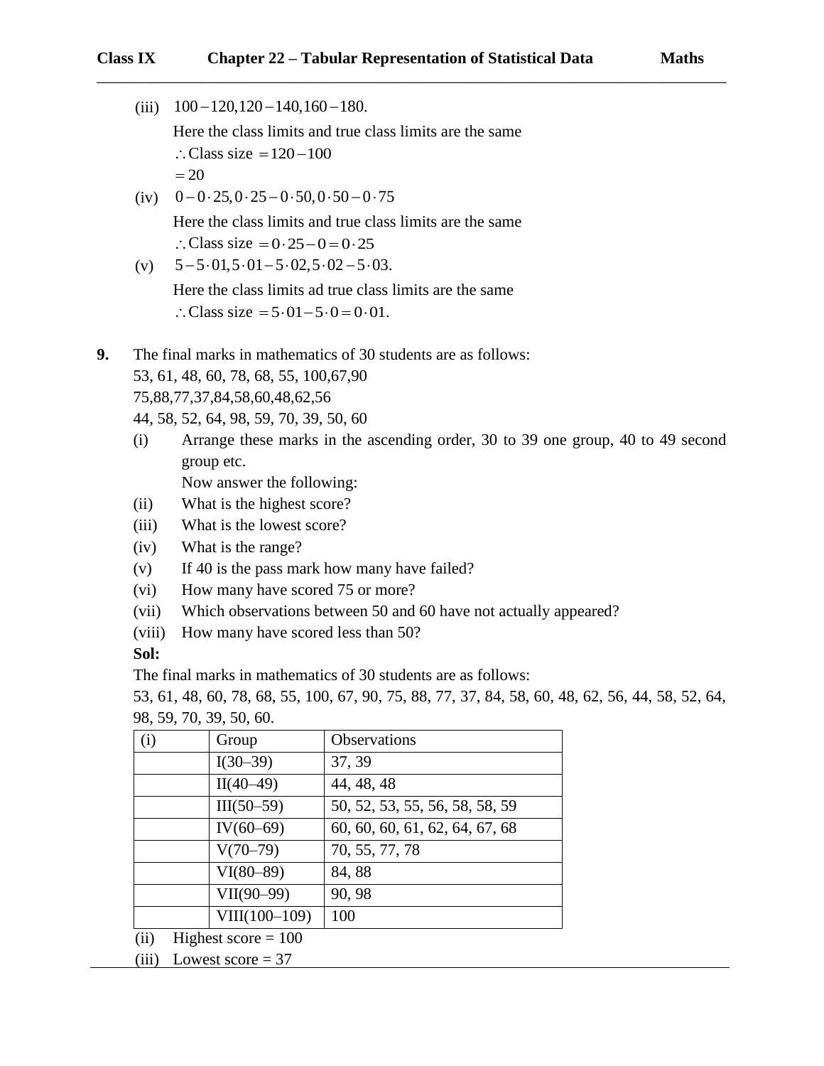(iii) $100-120, 120-140, 160-180.$

Here the class limits and true class limits are the same

$\therefore$ Class size $= 120-100$

$= 20$

(iv) $0-0\cdot 25, 0\cdot 25-0\cdot 50, 0\cdot 50-0\cdot 75$

Here the class limits and true class limits are the same

$\therefore$ Class size $= 0\cdot 25-0 = 0\cdot 25$

(v) $5-5\cdot 01, 5\cdot 01-5\cdot 02, 5\cdot 02-5\cdot 03.$

Here the class limits ad true class limits are the same

$\therefore$ Class size $= 5\cdot 01-5\cdot 0 = 0\cdot 01.$

**9.** The final marks in mathematics of 30 students are as follows:

53, 61, 48, 60, 78, 68, 55, 100,67,90

75,88,77,37,84,58,60,48,62,56

44, 58, 52, 64, 98, 59, 70, 39, 50, 60

(i) Arrange these marks in the ascending order, 30 to 39 one group, 40 to 49 second group etc.

Now answer the following:

(ii) What is the highest score?

(iii) What is the lowest score?

(iv) What is the range?

(v) If 40 is the pass mark how many have failed?

(vi) How many have scored 75 or more?

(vii) Which observations between 50 and 60 have not actually appeared?

(viii) How many have scored less than 50?

**Sol:**

The final marks in mathematics of 30 students are as follows:

53, 61, 48, 60, 78, 68, 55, 100, 67, 90, 75, 88, 77, 37, 84, 58, 60, 48, 62, 56, 44, 58, 52, 64, 98, 59, 70, 39, 50, 60.

| (i) | Group | Observations |
|---|---|---|
| | I(30–39) | 37, 39 |
| | II(40–49) | 44, 48, 48 |
| | III(50–59) | 50, 52, 53, 55, 56, 58, 58, 59 |
| | IV(60–69) | 60, 60, 60, 61, 62, 64, 67, 68 |
| | V(70–79) | 70, 55, 77, 78 |
| | VI(80–89) | 84, 88 |
| | VII(90–99) | 90, 98 |
| | VIII(100–109) | 100 |

(ii) Highest score = 100

(iii) Lowest score = 37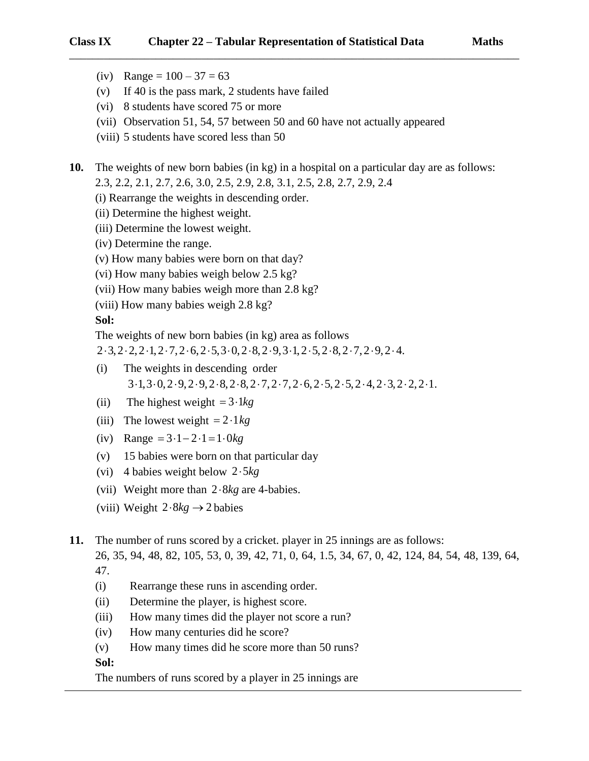(iv) Range = 100 – 37 = 63

(v) If 40 is the pass mark, 2 students have failed

(vi) 8 students have scored 75 or more

(vii) Observation 51, 54, 57 between 50 and 60 have not actually appeared

(viii) 5 students have scored less than 50

**10.** The weights of new born babies (in kg) in a hospital on a particular day are as follows:
2.3, 2.2, 2.1, 2.7, 2.6, 3.0, 2.5, 2.9, 2.8, 3.1, 2.5, 2.8, 2.7, 2.9, 2.4

(i) Rearrange the weights in descending order.
(ii) Determine the highest weight.
(iii) Determine the lowest weight.
(iv) Determine the range.
(v) How many babies were born on that day?
(vi) How many babies weigh below 2.5 kg?
(vii) How many babies weigh more than 2.8 kg?
(viii) How many babies weigh 2.8 kg?

**Sol:**

The weights of new born babies (in kg) area as follows

$2\cdot3, 2\cdot2, 2\cdot1, 2\cdot7, 2\cdot6, 2\cdot5, 3\cdot0, 2\cdot8, 2\cdot9, 3\cdot1, 2\cdot5, 2\cdot8, 2\cdot7, 2\cdot9, 2\cdot4.$

(i) The weights in descending order
$3\cdot1, 3\cdot0, 2\cdot9, 2\cdot9, 2\cdot8, 2\cdot8, 2\cdot7, 2\cdot7, 2\cdot6, 2\cdot5, 2\cdot5, 2\cdot4, 2\cdot3, 2\cdot2, 2\cdot1.$

(ii) The highest weight $= 3\cdot1kg$

(iii) The lowest weight $= 2\cdot1kg$

(iv) Range $= 3\cdot1 - 2\cdot1 = 1\cdot0kg$

(v) 15 babies were born on that particular day

(vi) 4 babies weight below $2\cdot5kg$

(vii) Weight more than $2\cdot8kg$ are 4-babies.

(viii) Weight $2\cdot8kg \rightarrow 2$ babies

**11.** The number of runs scored by a cricket. player in 25 innings are as follows:
26, 35, 94, 48, 82, 105, 53, 0, 39, 42, 71, 0, 64, 1.5, 34, 67, 0, 42, 124, 84, 54, 48, 139, 64, 47.

(i) Rearrange these runs in ascending order.
(ii) Determine the player, is highest score.
(iii) How many times did the player not score a run?
(iv) How many centuries did he score?
(v) How many times did he score more than 50 runs?

**Sol:**

The numbers of runs scored by a player in 25 innings are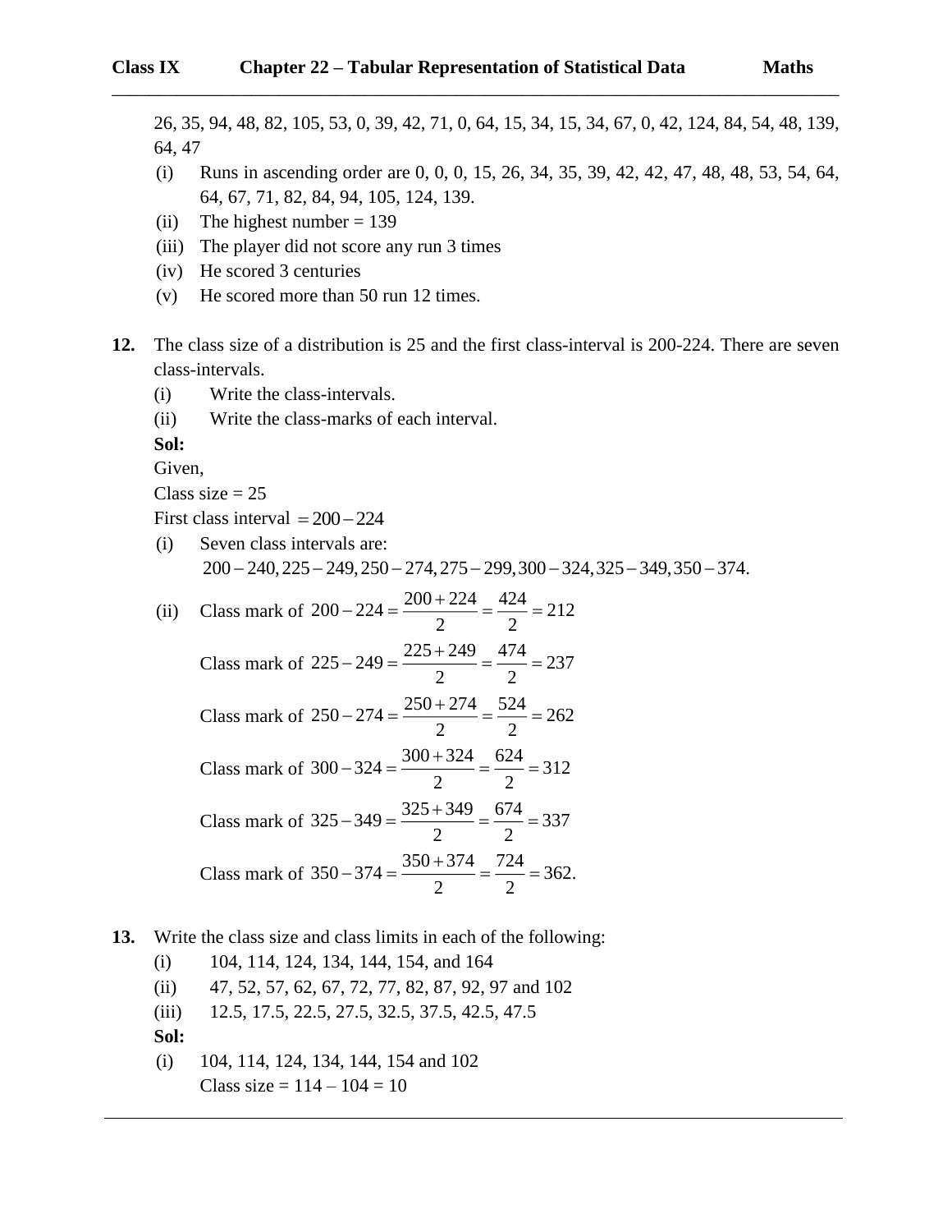26, 35, 94, 48, 82, 105, 53, 0, 39, 42, 71, 0, 64, 15, 34, 15, 34, 67, 0, 42, 124, 84, 54, 48, 139, 64, 47

(i) Runs in ascending order are 0, 0, 0, 15, 26, 34, 35, 39, 42, 42, 47, 48, 48, 53, 54, 64, 64, 67, 71, 82, 84, 94, 105, 124, 139.

(ii) The highest number = 139

(iii) The player did not score any run 3 times

(iv) He scored 3 centuries

(v) He scored more than 50 run 12 times.

**12.** The class size of a distribution is 25 and the first class-interval is 200-224. There are seven class-intervals.

(i) Write the class-intervals.

(ii) Write the class-marks of each interval.

**Sol:**

Given,

Class size = 25

First class interval $= 200 - 224$

(i) Seven class intervals are:

$200 - 240, 225 - 249, 250 - 274, 275 - 299, 300 - 324, 325 - 349, 350 - 374.$

(ii) Class mark of $200 - 224 = \dfrac{200 + 224}{2} = \dfrac{424}{2} = 212$

Class mark of $225 - 249 = \dfrac{225 + 249}{2} = \dfrac{474}{2} = 237$

Class mark of $250 - 274 = \dfrac{250 + 274}{2} = \dfrac{524}{2} = 262$

Class mark of $300 - 324 = \dfrac{300 + 324}{2} = \dfrac{624}{2} = 312$

Class mark of $325 - 349 = \dfrac{325 + 349}{2} = \dfrac{674}{2} = 337$

Class mark of $350 - 374 = \dfrac{350 + 374}{2} = \dfrac{724}{2} = 362.$

**13.** Write the class size and class limits in each of the following:

(i) 104, 114, 124, 134, 144, 154, and 164

(ii) 47, 52, 57, 62, 67, 72, 77, 82, 87, 92, 97 and 102

(iii) 12.5, 17.5, 22.5, 27.5, 32.5, 37.5, 42.5, 47.5

**Sol:**

(i) 104, 114, 124, 134, 144, 154 and 102

Class size = 114 – 104 = 10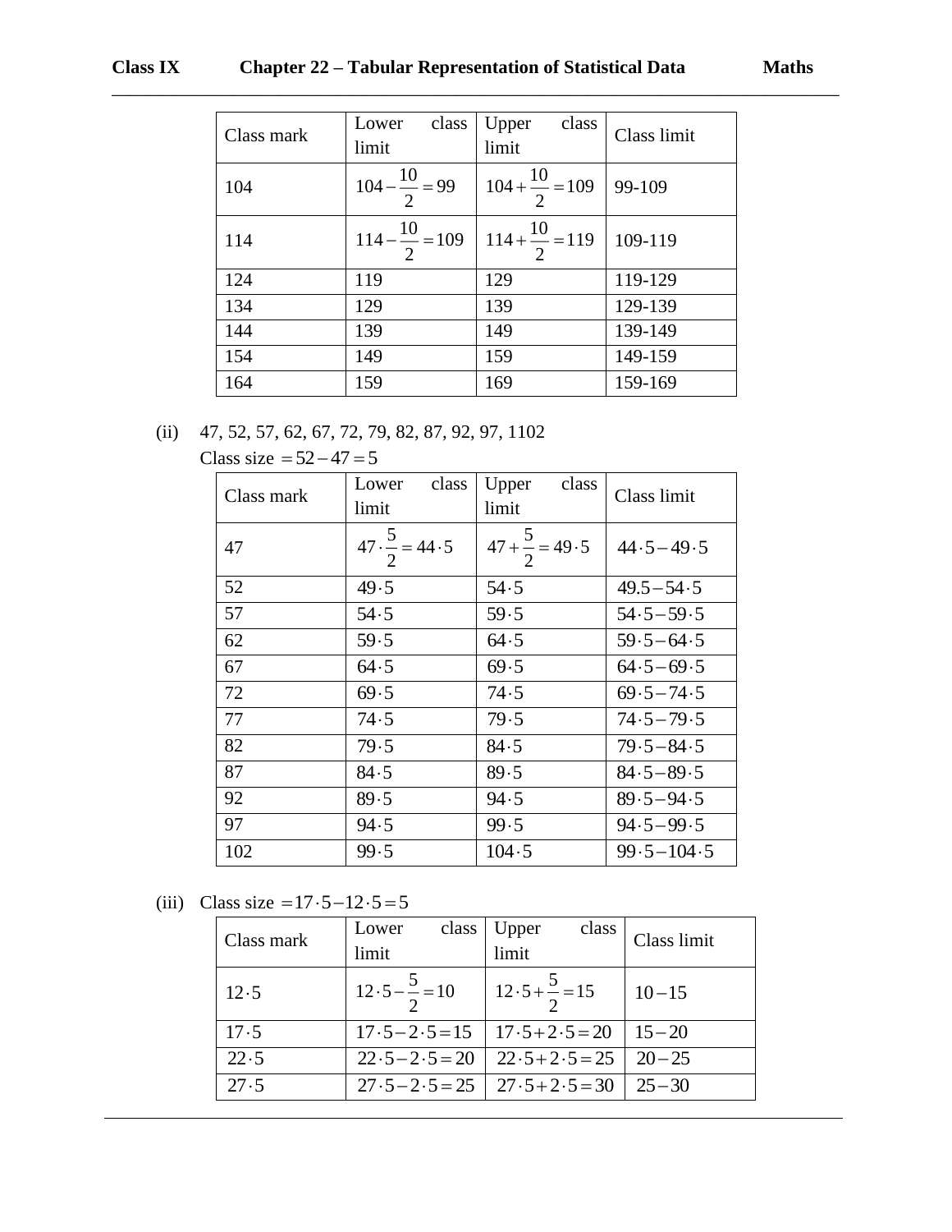| Class mark | Lower class limit | Upper class limit | Class limit |
|---|---|---|---|
| 104 | $104-\frac{10}{2}=99$ | $104+\frac{10}{2}=109$ | 99-109 |
| 114 | $114-\frac{10}{2}=109$ | $114+\frac{10}{2}=119$ | 109-119 |
| 124 | 119 | 129 | 119-129 |
| 134 | 129 | 139 | 129-139 |
| 144 | 139 | 149 | 139-149 |
| 154 | 149 | 159 | 149-159 |
| 164 | 159 | 169 | 159-169 |

(ii) 47, 52, 57, 62, 67, 72, 79, 82, 87, 92, 97, 1102

Class size $=52-47=5$

| Class mark | Lower class limit | Upper class limit | Class limit |
|---|---|---|---|
| 47 | $47\cdot\frac{5}{2}=44\cdot5$ | $47+\frac{5}{2}=49\cdot5$ | $44\cdot5-49\cdot5$ |
| 52 | $49\cdot5$ | $54\cdot5$ | $49.5-54\cdot5$ |
| 57 | $54\cdot5$ | $59\cdot5$ | $54\cdot5-59\cdot5$ |
| 62 | $59\cdot5$ | $64\cdot5$ | $59\cdot5-64\cdot5$ |
| 67 | $64\cdot5$ | $69\cdot5$ | $64\cdot5-69\cdot5$ |
| 72 | $69\cdot5$ | $74\cdot5$ | $69\cdot5-74\cdot5$ |
| 77 | $74\cdot5$ | $79\cdot5$ | $74\cdot5-79\cdot5$ |
| 82 | $79\cdot5$ | $84\cdot5$ | $79\cdot5-84\cdot5$ |
| 87 | $84\cdot5$ | $89\cdot5$ | $84\cdot5-89\cdot5$ |
| 92 | $89\cdot5$ | $94\cdot5$ | $89\cdot5-94\cdot5$ |
| 97 | $94\cdot5$ | $99\cdot5$ | $94\cdot5-99\cdot5$ |
| 102 | $99\cdot5$ | $104\cdot5$ | $99\cdot5-104\cdot5$ |

(iii) Class size $=17\cdot5-12\cdot5=5$

| Class mark | Lower class limit | Upper class limit | Class limit |
|---|---|---|---|
| $12\cdot5$ | $12\cdot5-\frac{5}{2}=10$ | $12\cdot5+\frac{5}{2}=15$ | $10-15$ |
| $17\cdot5$ | $17\cdot5-2\cdot5=15$ | $17\cdot5+2\cdot5=20$ | $15-20$ |
| $22\cdot5$ | $22\cdot5-2\cdot5=20$ | $22\cdot5+2\cdot5=25$ | $20-25$ |
| $27\cdot5$ | $27\cdot5-2\cdot5=25$ | $27\cdot5+2\cdot5=30$ | $25-30$ |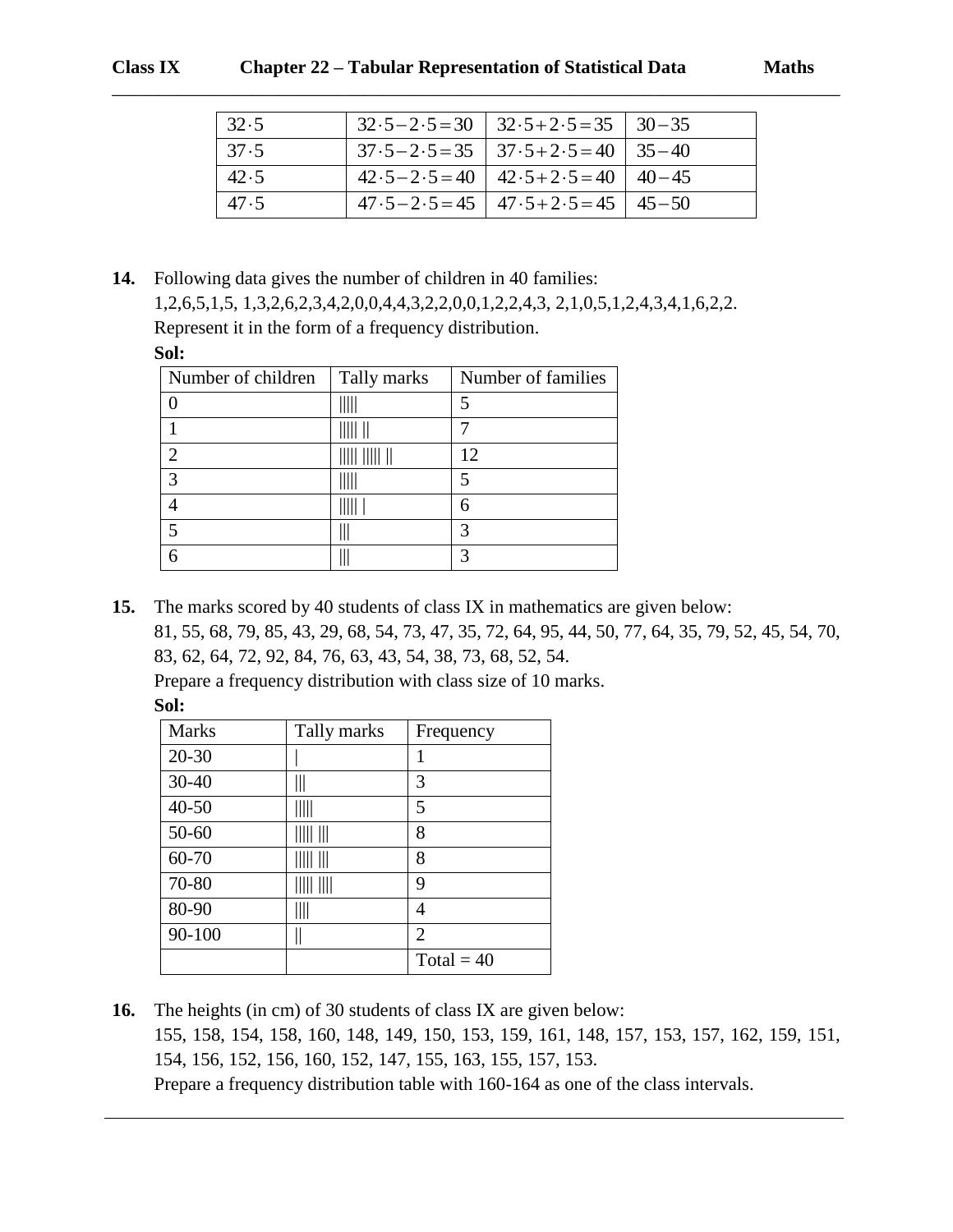| $32\cdot5$ | $32\cdot5-2\cdot5=30$ | $32\cdot5+2\cdot5=35$ | $30-35$ |
|---|---|---|---|
| $37\cdot5$ | $37\cdot5-2\cdot5=35$ | $37\cdot5+2\cdot5=40$ | $35-40$ |
| $42\cdot5$ | $42\cdot5-2\cdot5=40$ | $42\cdot5+2\cdot5=40$ | $40-45$ |
| $47\cdot5$ | $47\cdot5-2\cdot5=45$ | $47\cdot5+2\cdot5=45$ | $45-50$ |

**14.** Following data gives the number of children in 40 families:
1,2,6,5,1,5, 1,3,2,6,2,3,4,2,0,0,4,4,3,2,2,0,0,1,2,2,4,3, 2,1,0,5,1,2,4,3,4,1,6,2,2.
Represent it in the form of a frequency distribution.

**Sol:**

| Number of children | Tally marks | Number of families |
|---|---|---|
| 0 | \|\|\|\|\| | 5 |
| 1 | \|\|\|\|\| \|\| | 7 |
| 2 | \|\|\|\|\| \|\|\|\|\| \|\| | 12 |
| 3 | \|\|\|\|\| | 5 |
| 4 | \|\|\|\|\| \| | 6 |
| 5 | \|\|\| | 3 |
| 6 | \|\|\| | 3 |

**15.** The marks scored by 40 students of class IX in mathematics are given below:
81, 55, 68, 79, 85, 43, 29, 68, 54, 73, 47, 35, 72, 64, 95, 44, 50, 77, 64, 35, 79, 52, 45, 54, 70, 83, 62, 64, 72, 92, 84, 76, 63, 43, 54, 38, 73, 68, 52, 54.
Prepare a frequency distribution with class size of 10 marks.

**Sol:**

| Marks | Tally marks | Frequency |
|---|---|---|
| 20-30 | \| | 1 |
| 30-40 | \|\|\| | 3 |
| 40-50 | \|\|\|\|\| | 5 |
| 50-60 | \|\|\|\|\| \|\|\| | 8 |
| 60-70 | \|\|\|\|\| \|\|\| | 8 |
| 70-80 | \|\|\|\|\| \|\|\|\| | 9 |
| 80-90 | \|\|\|\| | 4 |
| 90-100 | \|\| | 2 |
| | | Total = 40 |

**16.** The heights (in cm) of 30 students of class IX are given below:
155, 158, 154, 158, 160, 148, 149, 150, 153, 159, 161, 148, 157, 153, 157, 162, 159, 151, 154, 156, 152, 156, 160, 152, 147, 155, 163, 155, 157, 153.
Prepare a frequency distribution table with 160-164 as one of the class intervals.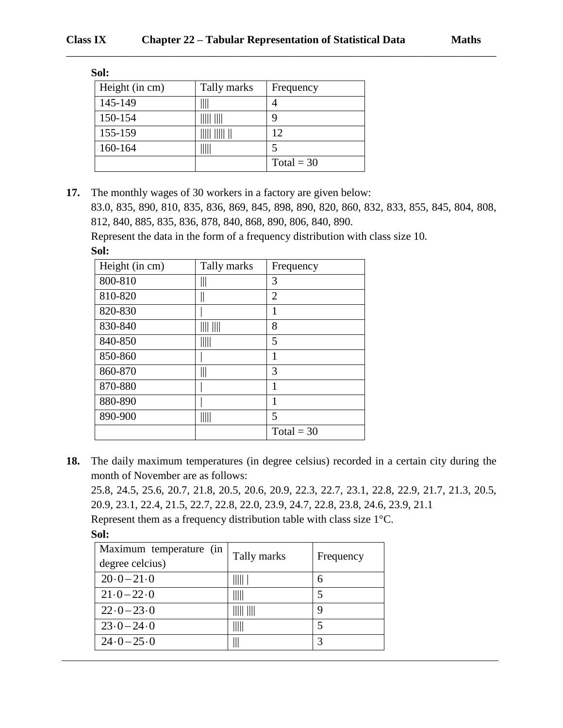**Sol:**

| Height (in cm) | Tally marks | Frequency |
|---|---|---|
| 145-149 | \|\|\|\| | 4 |
| 150-154 | \|\|\|\|\| \|\|\|\| | 9 |
| 155-159 | \|\|\|\|\| \|\|\|\|\| \|\| | 12 |
| 160-164 | \|\|\|\|\| | 5 |
| | | Total = 30 |

**17.** The monthly wages of 30 workers in a factory are given below:
83.0, 835, 890, 810, 835, 836, 869, 845, 898, 890, 820, 860, 832, 833, 855, 845, 804, 808, 812, 840, 885, 835, 836, 878, 840, 868, 890, 806, 840, 890.
Represent the data in the form of a frequency distribution with class size 10.

**Sol:**

| Height (in cm) | Tally marks | Frequency |
|---|---|---|
| 800-810 | \|\|\| | 3 |
| 810-820 | \|\| | 2 |
| 820-830 | \| | 1 |
| 830-840 | \|\|\|\| \|\|\|\| | 8 |
| 840-850 | \|\|\|\|\| | 5 |
| 850-860 | \| | 1 |
| 860-870 | \|\|\| | 3 |
| 870-880 | \| | 1 |
| 880-890 | \| | 1 |
| 890-900 | \|\|\|\|\| | 5 |
| | | Total = 30 |

**18.** The daily maximum temperatures (in degree celsius) recorded in a certain city during the month of November are as follows:
25.8, 24.5, 25.6, 20.7, 21.8, 20.5, 20.6, 20.9, 22.3, 22.7, 23.1, 22.8, 22.9, 21.7, 21.3, 20.5, 20.9, 23.1, 22.4, 21.5, 22.7, 22.8, 22.0, 23.9, 24.7, 22.8, 23.8, 24.6, 23.9, 21.1
Represent them as a frequency distribution table with class size 1°C.

**Sol:**

| Maximum temperature (in degree celcius) | Tally marks | Frequency |
|---|---|---|
| $20\cdot0-21\cdot0$ | \|\|\|\|\| \| | 6 |
| $21\cdot0-22\cdot0$ | \|\|\|\|\| | 5 |
| $22\cdot0-23\cdot0$ | \|\|\|\|\| \|\|\|\| | 9 |
| $23\cdot0-24\cdot0$ | \|\|\|\|\| | 5 |
| $24\cdot0-25\cdot0$ | \|\|\| | 3 |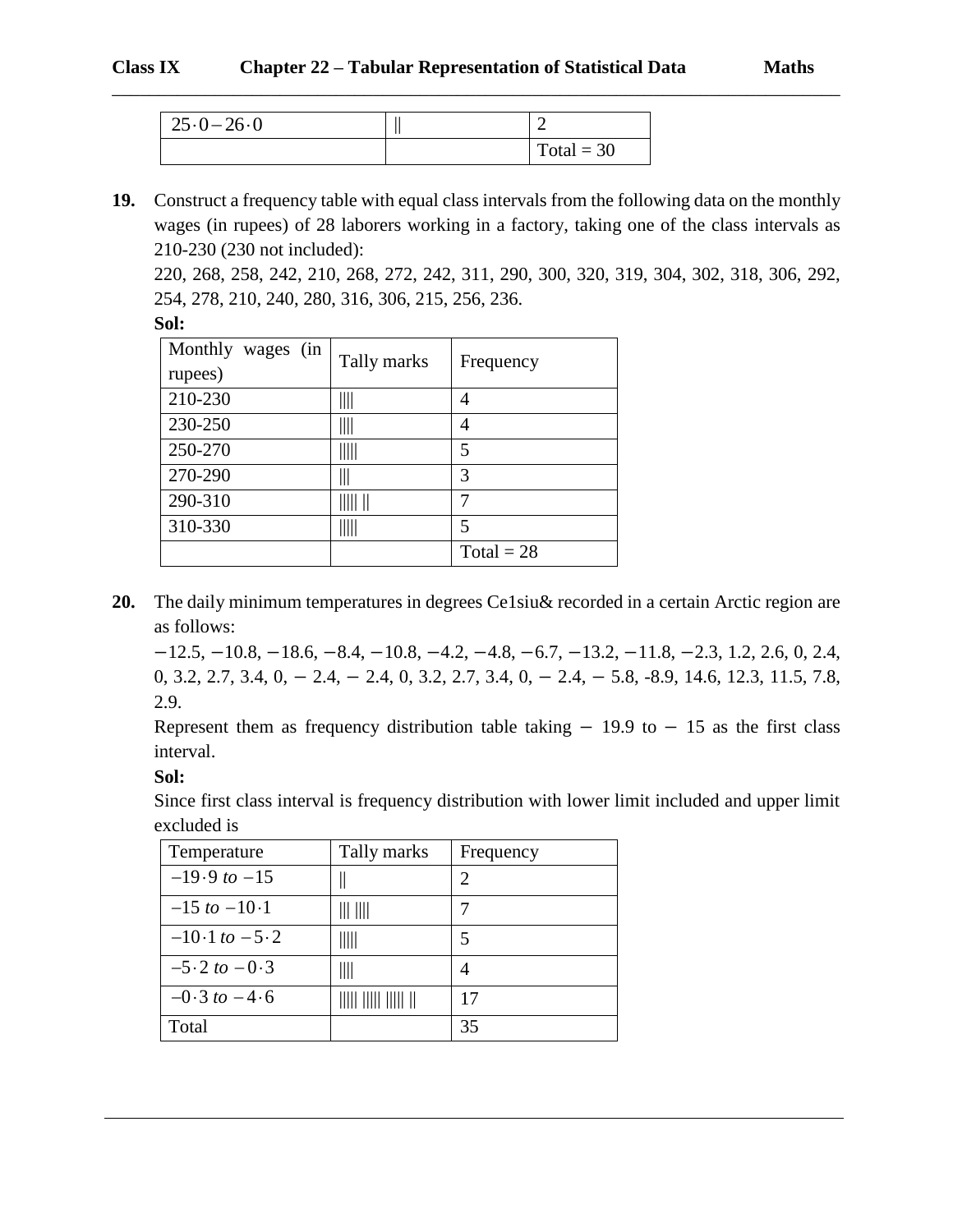| $25\cdot0-26\cdot0$ | \|\| | 2 |
|---|---|---|
| | | Total = 30 |

**19.** Construct a frequency table with equal class intervals from the following data on the monthly wages (in rupees) of 28 laborers working in a factory, taking one of the class intervals as 210-230 (230 not included):

220, 268, 258, 242, 210, 268, 272, 242, 311, 290, 300, 320, 319, 304, 302, 318, 306, 292, 254, 278, 210, 240, 280, 316, 306, 215, 256, 236.

**Sol:**

| Monthly wages (in rupees) | Tally marks | Frequency |
|---|---|---|
| 210-230 | \|\|\|\| | 4 |
| 230-250 | \|\|\|\| | 4 |
| 250-270 | \|\|\|\|\| | 5 |
| 270-290 | \|\|\| | 3 |
| 290-310 | \|\|\|\|\| \|\| | 7 |
| 310-330 | \|\|\|\|\| | 5 |
| | | Total = 28 |

**20.** The daily minimum temperatures in degrees Ce1siu& recorded in a certain Arctic region are as follows:

−12.5, −10.8, −18.6, −8.4, −10.8, −4.2, −4.8, −6.7, −13.2, −11.8, −2.3, 1.2, 2.6, 0, 2.4, 0, 3.2, 2.7, 3.4, 0, − 2.4, − 2.4, 0, 3.2, 2.7, 3.4, 0, − 2.4, − 5.8, -8.9, 14.6, 12.3, 11.5, 7.8, 2.9.

Represent them as frequency distribution table taking − 19.9 to − 15 as the first class interval.

**Sol:**

Since first class interval is frequency distribution with lower limit included and upper limit excluded is

| Temperature | Tally marks | Frequency |
|---|---|---|
| $-19\cdot9$ *to* $-15$ | \|\| | 2 |
| $-15$ *to* $-10\cdot1$ | \|\|\| \|\|\|\| | 7 |
| $-10\cdot1$ *to* $-5\cdot2$ | \|\|\|\|\| | 5 |
| $-5\cdot2$ *to* $-0\cdot3$ | \|\|\|\| | 4 |
| $-0\cdot3$ *to* $-4\cdot6$ | \|\|\|\|\| \|\|\|\|\| \|\|\|\|\| \|\| | 17 |
| Total | | 35 |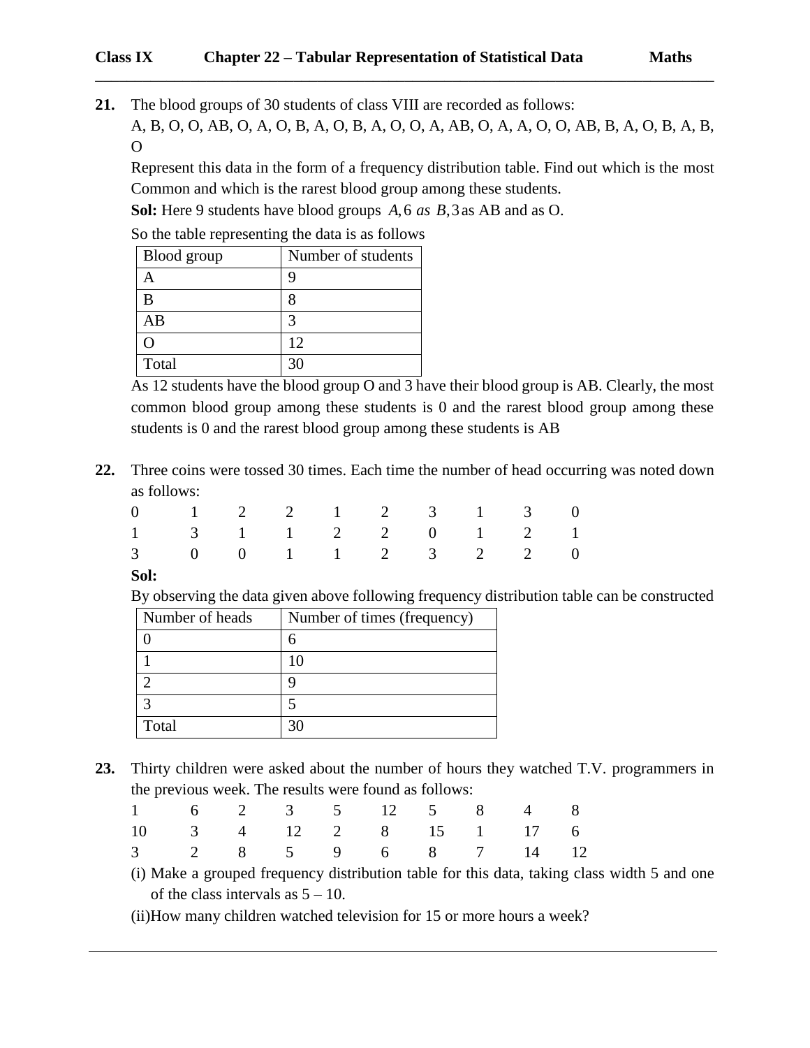**21.** The blood groups of 30 students of class VIII are recorded as follows:

A, B, O, O, AB, O, A, O, B, A, O, B, A, O, O, A, AB, O, A, A, O, O, AB, B, A, O, B, A, B, O

Represent this data in the form of a frequency distribution table. Find out which is the most Common and which is the rarest blood group among these students.

**Sol:** Here 9 students have blood groups $A, 6$ *as* $B, 3$ as AB and as O.

So the table representing the data is as follows

| Blood group | Number of students |
|---|---|
| A | 9 |
| B | 8 |
| AB | 3 |
| O | 12 |
| Total | 30 |

As 12 students have the blood group O and 3 have their blood group is AB. Clearly, the most common blood group among these students is 0 and the rarest blood group among these students is 0 and the rarest blood group among these students is AB

**22.** Three coins were tossed 30 times. Each time the number of head occurring was noted down as follows:

| | | | | | | | | | |
|---|---|---|---|---|---|---|---|---|---|
| 0 | 1 | 2 | 2 | 1 | 2 | 3 | 1 | 3 | 0 |
| 1 | 3 | 1 | 1 | 2 | 2 | 0 | 1 | 2 | 1 |
| 3 | 0 | 0 | 1 | 1 | 2 | 3 | 2 | 2 | 0 |

**Sol:**

By observing the data given above following frequency distribution table can be constructed

| Number of heads | Number of times (frequency) |
|---|---|
| 0 | 6 |
| 1 | 10 |
| 2 | 9 |
| 3 | 5 |
| Total | 30 |

**23.** Thirty children were asked about the number of hours they watched T.V. programmers in the previous week. The results were found as follows:

| | | | | | | | | | |
|---|---|---|---|---|---|---|---|---|---|
| 1 | 6 | 2 | 3 | 5 | 12 | 5 | 8 | 4 | 8 |
| 10 | 3 | 4 | 12 | 2 | 8 | 15 | 1 | 17 | 6 |
| 3 | 2 | 8 | 5 | 9 | 6 | 8 | 7 | 14 | 12 |

(i) Make a grouped frequency distribution table for this data, taking class width 5 and one of the class intervals as 5 – 10.

(ii)How many children watched television for 15 or more hours a week?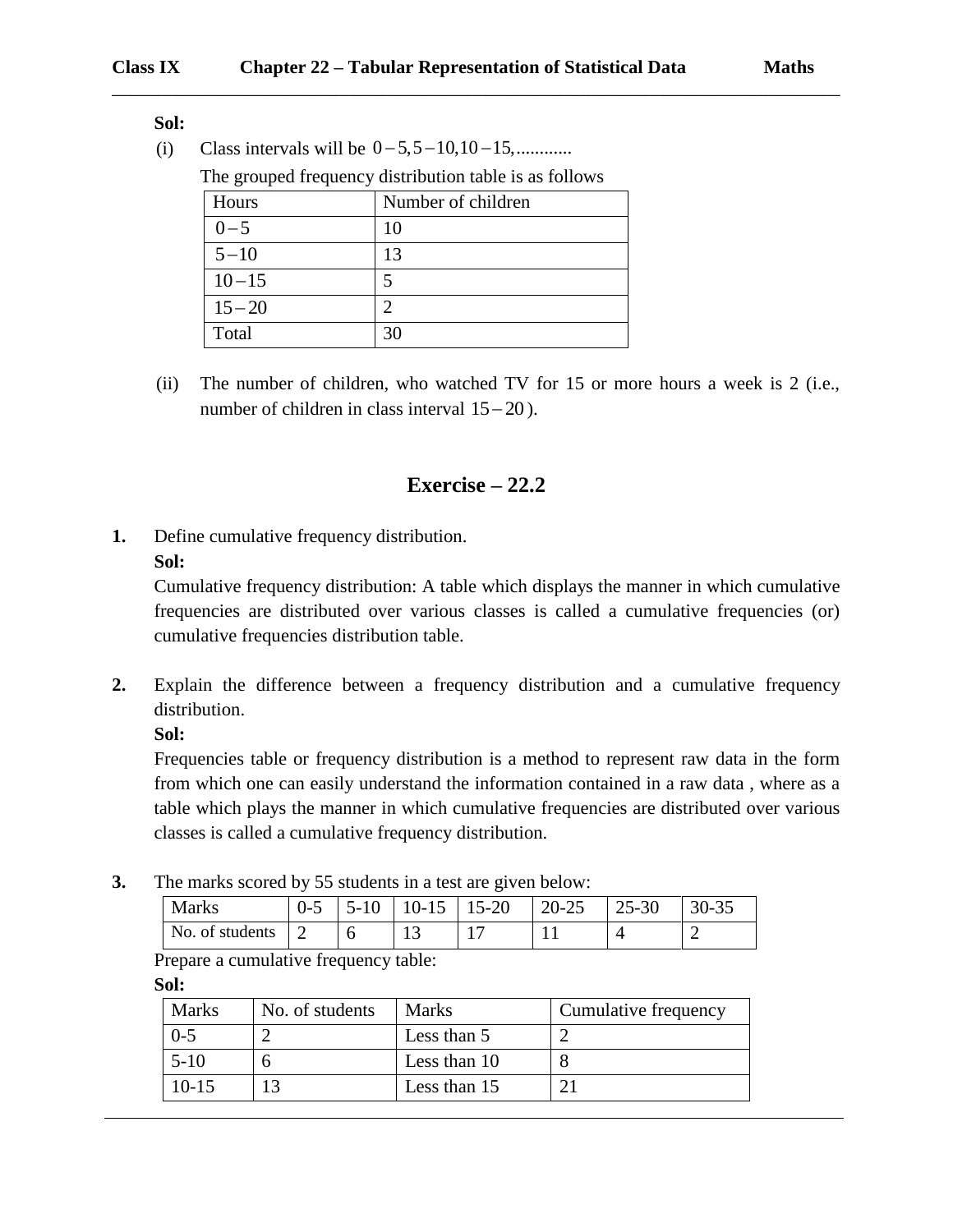**Sol:**

(i) Class intervals will be $0-5, 5-10, 10-15, \ldots\ldots\ldots\ldots$

The grouped frequency distribution table is as follows

| Hours | Number of children |
|---|---|
| $0-5$ | 10 |
| $5-10$ | 13 |
| $10-15$ | 5 |
| $15-20$ | 2 |
| Total | 30 |

(ii) The number of children, who watched TV for 15 or more hours a week is 2 (i.e., number of children in class interval $15-20$).

## Exercise – 22.2

**1.** Define cumulative frequency distribution.

**Sol:**

Cumulative frequency distribution: A table which displays the manner in which cumulative frequencies are distributed over various classes is called a cumulative frequencies (or) cumulative frequencies distribution table.

**2.** Explain the difference between a frequency distribution and a cumulative frequency distribution.

**Sol:**

Frequencies table or frequency distribution is a method to represent raw data in the form from which one can easily understand the information contained in a raw data , where as a table which plays the manner in which cumulative frequencies are distributed over various classes is called a cumulative frequency distribution.

**3.** The marks scored by 55 students in a test are given below:

| Marks | 0-5 | 5-10 | 10-15 | 15-20 | 20-25 | 25-30 | 30-35 |
|---|---|---|---|---|---|---|---|
| No. of students | 2 | 6 | 13 | 17 | 11 | 4 | 2 |

Prepare a cumulative frequency table:

**Sol:**

| Marks | No. of students | Marks | Cumulative frequency |
|---|---|---|---|
| 0-5 | 2 | Less than 5 | 2 |
| 5-10 | 6 | Less than 10 | 8 |
| 10-15 | 13 | Less than 15 | 21 |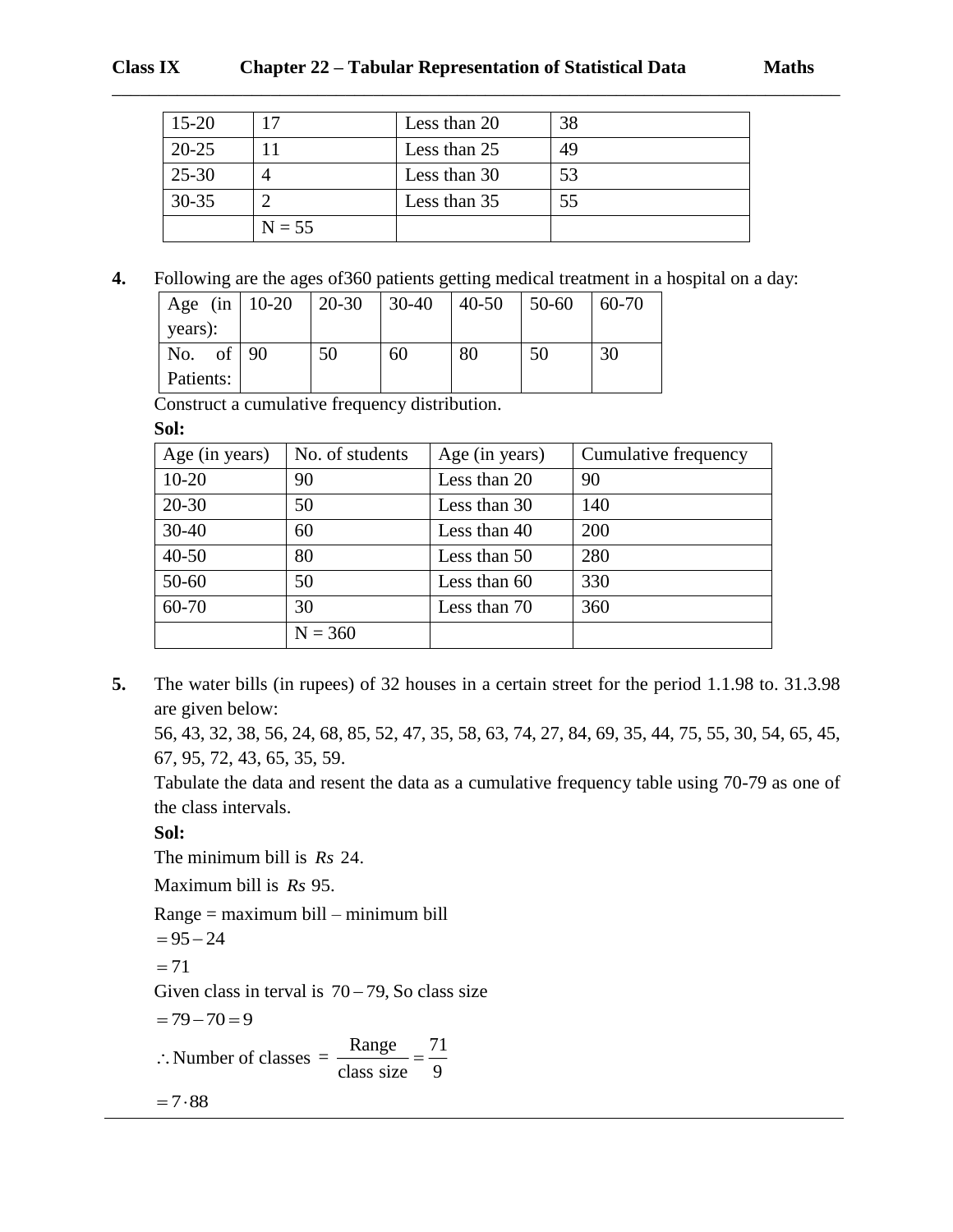| 15-20 | 17 | Less than 20 | 38 |
|---|---|---|---|
| 20-25 | 11 | Less than 25 | 49 |
| 25-30 | 4 | Less than 30 | 53 |
| 30-35 | 2 | Less than 35 | 55 |
| | N = 55 | | |

**4.** Following are the ages of360 patients getting medical treatment in a hospital on a day:

| Age (in years): | 10-20 | 20-30 | 30-40 | 40-50 | 50-60 | 60-70 |
|---|---|---|---|---|---|---|
| No. of Patients: | 90 | 50 | 60 | 80 | 50 | 30 |

Construct a cumulative frequency distribution.

**Sol:**

| Age (in years) | No. of students | Age (in years) | Cumulative frequency |
|---|---|---|---|
| 10-20 | 90 | Less than 20 | 90 |
| 20-30 | 50 | Less than 30 | 140 |
| 30-40 | 60 | Less than 40 | 200 |
| 40-50 | 80 | Less than 50 | 280 |
| 50-60 | 50 | Less than 60 | 330 |
| 60-70 | 30 | Less than 70 | 360 |
| | N = 360 | | |

**5.** The water bills (in rupees) of 32 houses in a certain street for the period 1.1.98 to. 31.3.98 are given below:

56, 43, 32, 38, 56, 24, 68, 85, 52, 47, 35, 58, 63, 74, 27, 84, 69, 35, 44, 75, 55, 30, 54, 65, 45, 67, 95, 72, 43, 65, 35, 59.

Tabulate the data and resent the data as a cumulative frequency table using 70-79 as one of the class intervals.

**Sol:**

The minimum bill is $Rs$ 24.

Maximum bill is $Rs$ 95.

Range = maximum bill – minimum bill

$= 95 - 24$

$= 71$

Given class in terval is $70 - 79$, So class size

$= 79 - 70 = 9$

$\therefore$ Number of classes $= \frac{\text{Range}}{\text{class size}} = \frac{71}{9}$

$= 7 \cdot 88$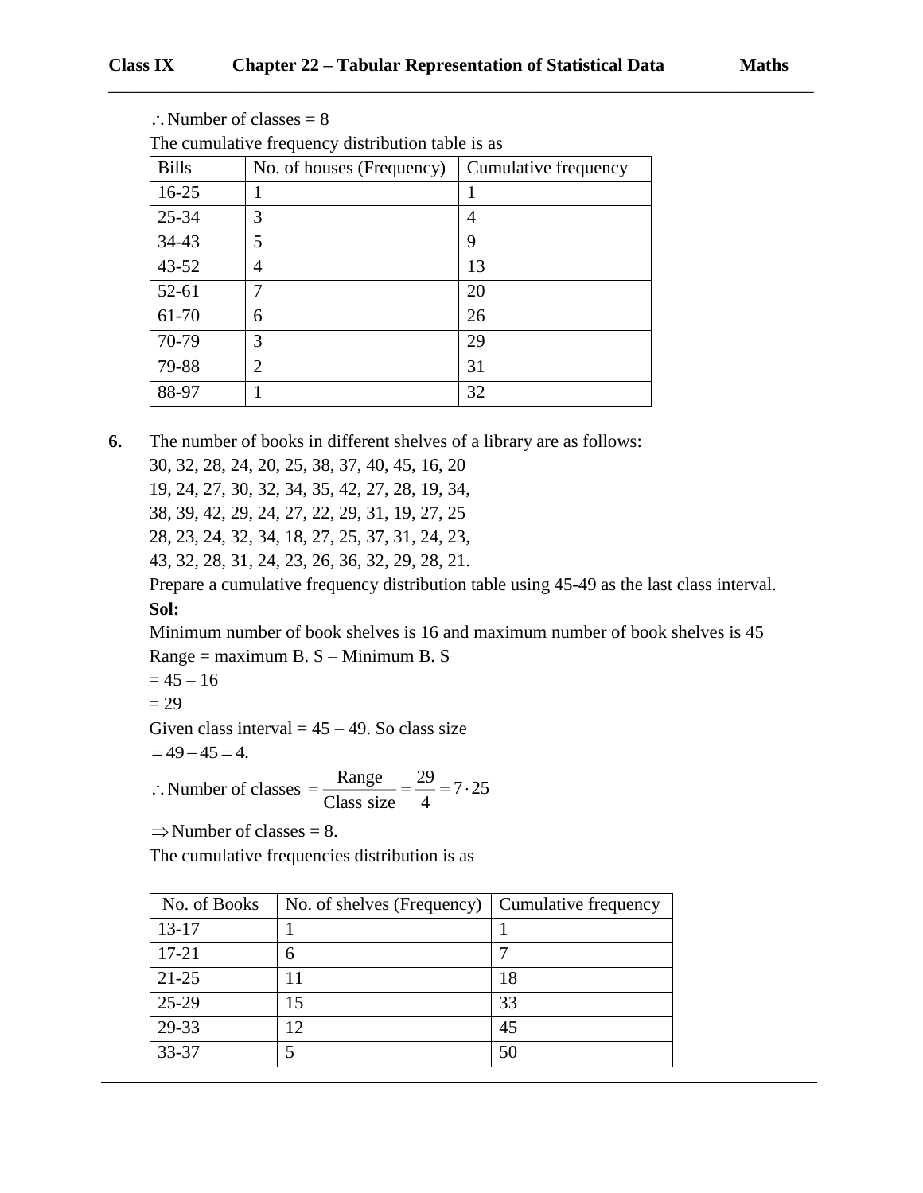$\therefore$ Number of classes = 8

The cumulative frequency distribution table is as

| Bills | No. of houses (Frequency) | Cumulative frequency |
|---|---|---|
| 16-25 | 1 | 1 |
| 25-34 | 3 | 4 |
| 34-43 | 5 | 9 |
| 43-52 | 4 | 13 |
| 52-61 | 7 | 20 |
| 61-70 | 6 | 26 |
| 70-79 | 3 | 29 |
| 79-88 | 2 | 31 |
| 88-97 | 1 | 32 |

**6.** The number of books in different shelves of a library are as follows:
30, 32, 28, 24, 20, 25, 38, 37, 40, 45, 16, 20
19, 24, 27, 30, 32, 34, 35, 42, 27, 28, 19, 34,
38, 39, 42, 29, 24, 27, 22, 29, 31, 19, 27, 25
28, 23, 24, 32, 34, 18, 27, 25, 37, 31, 24, 23,
43, 32, 28, 31, 24, 23, 26, 36, 32, 29, 28, 21.
Prepare a cumulative frequency distribution table using 45-49 as the last class interval.

**Sol:**

Minimum number of book shelves is 16 and maximum number of book shelves is 45

Range = maximum B. S – Minimum B. S

= 45 – 16

= 29

Given class interval = 45 – 49. So class size

$= 49 - 45 = 4.$

$\therefore$ Number of classes $= \frac{\text{Range}}{\text{Class size}} = \frac{29}{4} = 7 \cdot 25$

$\Rightarrow$ Number of classes = 8.

The cumulative frequencies distribution is as

| No. of Books | No. of shelves (Frequency) | Cumulative frequency |
|---|---|---|
| 13-17 | 1 | 1 |
| 17-21 | 6 | 7 |
| 21-25 | 11 | 18 |
| 25-29 | 15 | 33 |
| 29-33 | 12 | 45 |
| 33-37 | 5 | 50 |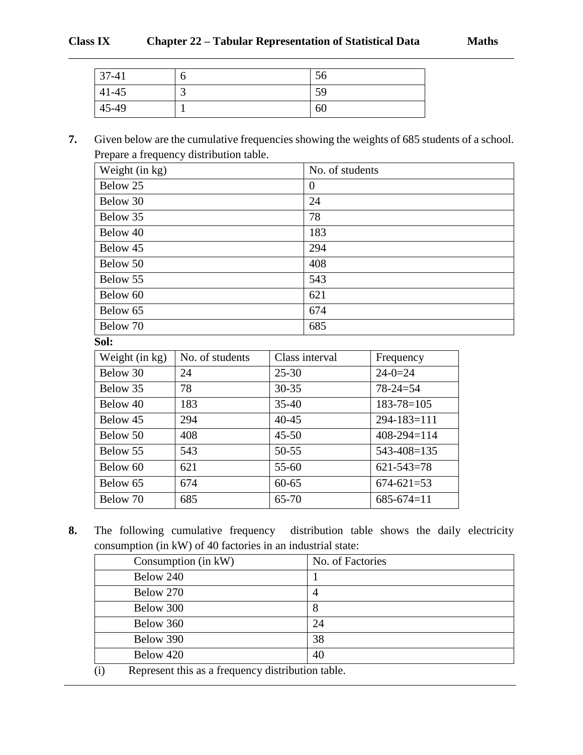| 37-41 | 6 | 56 |
|---|---|---|
| 41-45 | 3 | 59 |
| 45-49 | 1 | 60 |

**7.** Given below are the cumulative frequencies showing the weights of 685 students of a school. Prepare a frequency distribution table.

| Weight (in kg) | No. of students |
|---|---|
| Below 25 | 0 |
| Below 30 | 24 |
| Below 35 | 78 |
| Below 40 | 183 |
| Below 45 | 294 |
| Below 50 | 408 |
| Below 55 | 543 |
| Below 60 | 621 |
| Below 65 | 674 |
| Below 70 | 685 |

**Sol:**

| Weight (in kg) | No. of students | Class interval | Frequency |
|---|---|---|---|
| Below 30 | 24 | 25-30 | 24-0=24 |
| Below 35 | 78 | 30-35 | 78-24=54 |
| Below 40 | 183 | 35-40 | 183-78=105 |
| Below 45 | 294 | 40-45 | 294-183=111 |
| Below 50 | 408 | 45-50 | 408-294=114 |
| Below 55 | 543 | 50-55 | 543-408=135 |
| Below 60 | 621 | 55-60 | 621-543=78 |
| Below 65 | 674 | 60-65 | 674-621=53 |
| Below 70 | 685 | 65-70 | 685-674=11 |

**8.** The following cumulative frequency distribution table shows the daily electricity consumption (in kW) of 40 factories in an industrial state:

| Consumption (in kW) | No. of Factories |
|---|---|
| Below 240 | 1 |
| Below 270 | 4 |
| Below 300 | 8 |
| Below 360 | 24 |
| Below 390 | 38 |
| Below 420 | 40 |

(i) Represent this as a frequency distribution table.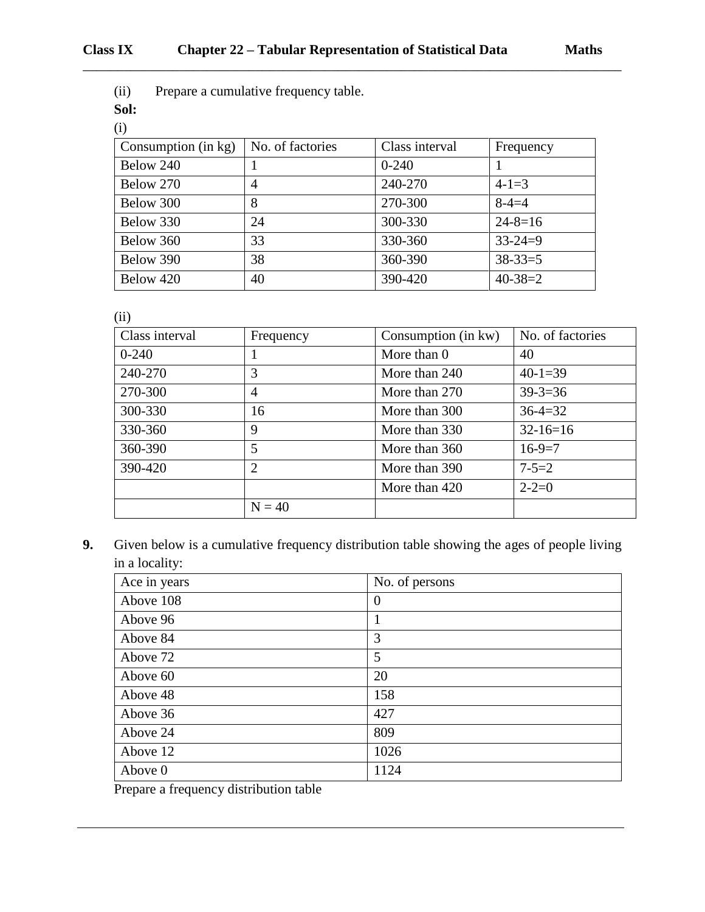(ii) Prepare a cumulative frequency table.

**Sol:**

(i)

| Consumption (in kg) | No. of factories | Class interval | Frequency |
|---|---|---|---|
| Below 240 | 1 | 0-240 | 1 |
| Below 270 | 4 | 240-270 | 4-1=3 |
| Below 300 | 8 | 270-300 | 8-4=4 |
| Below 330 | 24 | 300-330 | 24-8=16 |
| Below 360 | 33 | 330-360 | 33-24=9 |
| Below 390 | 38 | 360-390 | 38-33=5 |
| Below 420 | 40 | 390-420 | 40-38=2 |

(ii)

| Class interval | Frequency | Consumption (in kw) | No. of factories |
|---|---|---|---|
| 0-240 | 1 | More than 0 | 40 |
| 240-270 | 3 | More than 240 | 40-1=39 |
| 270-300 | 4 | More than 270 | 39-3=36 |
| 300-330 | 16 | More than 300 | 36-4=32 |
| 330-360 | 9 | More than 330 | 32-16=16 |
| 360-390 | 5 | More than 360 | 16-9=7 |
| 390-420 | 2 | More than 390 | 7-5=2 |
| | | More than 420 | 2-2=0 |
| | N = 40 | | |

**9.** Given below is a cumulative frequency distribution table showing the ages of people living in a locality:

| Ace in years | No. of persons |
|---|---|
| Above 108 | 0 |
| Above 96 | 1 |
| Above 84 | 3 |
| Above 72 | 5 |
| Above 60 | 20 |
| Above 48 | 158 |
| Above 36 | 427 |
| Above 24 | 809 |
| Above 12 | 1026 |
| Above 0 | 1124 |

Prepare a frequency distribution table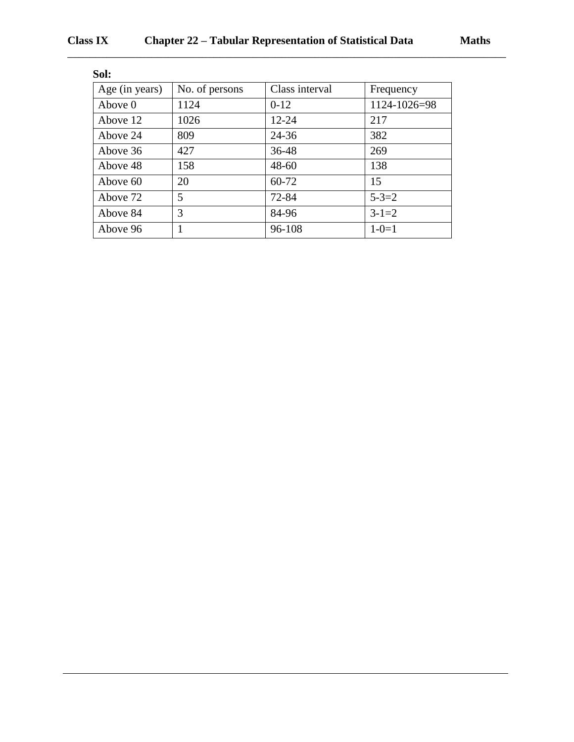**Sol:**

| Age (in years) | No. of persons | Class interval | Frequency |
|---|---|---|---|
| Above 0 | 1124 | 0-12 | 1124-1026=98 |
| Above 12 | 1026 | 12-24 | 217 |
| Above 24 | 809 | 24-36 | 382 |
| Above 36 | 427 | 36-48 | 269 |
| Above 48 | 158 | 48-60 | 138 |
| Above 60 | 20 | 60-72 | 15 |
| Above 72 | 5 | 72-84 | 5-3=2 |
| Above 84 | 3 | 84-96 | 3-1=2 |
| Above 96 | 1 | 96-108 | 1-0=1 |